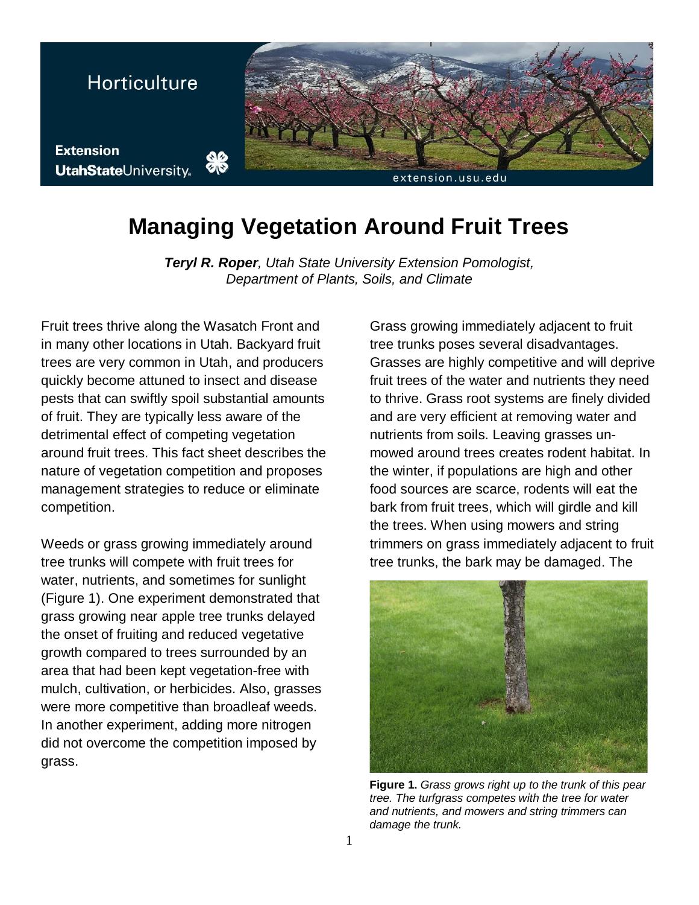Horticulture

Extension
UtahStateUniversity

extension.usu.edu

# Managing Vegetation Around Fruit Trees

***Teryl R. Roper****, Utah State University Extension Pomologist, Department of Plants, Soils, and Climate*

Fruit trees thrive along the Wasatch Front and in many other locations in Utah. Backyard fruit trees are very common in Utah, and producers quickly become attuned to insect and disease pests that can swiftly spoil substantial amounts of fruit. They are typically less aware of the detrimental effect of competing vegetation around fruit trees. This fact sheet describes the nature of vegetation competition and proposes management strategies to reduce or eliminate competition.

Weeds or grass growing immediately around tree trunks will compete with fruit trees for water, nutrients, and sometimes for sunlight (Figure 1). One experiment demonstrated that grass growing near apple tree trunks delayed the onset of fruiting and reduced vegetative growth compared to trees surrounded by an area that had been kept vegetation-free with mulch, cultivation, or herbicides. Also, grasses were more competitive than broadleaf weeds. In another experiment, adding more nitrogen did not overcome the competition imposed by grass.

Grass growing immediately adjacent to fruit tree trunks poses several disadvantages. Grasses are highly competitive and will deprive fruit trees of the water and nutrients they need to thrive. Grass root systems are finely divided and are very efficient at removing water and nutrients from soils. Leaving grasses un-mowed around trees creates rodent habitat. In the winter, if populations are high and other food sources are scarce, rodents will eat the bark from fruit trees, which will girdle and kill the trees. When using mowers and string trimmers on grass immediately adjacent to fruit tree trunks, the bark may be damaged. The

**Figure 1.** *Grass grows right up to the trunk of this pear tree. The turfgrass competes with the tree for water and nutrients, and mowers and string trimmers can damage the trunk.*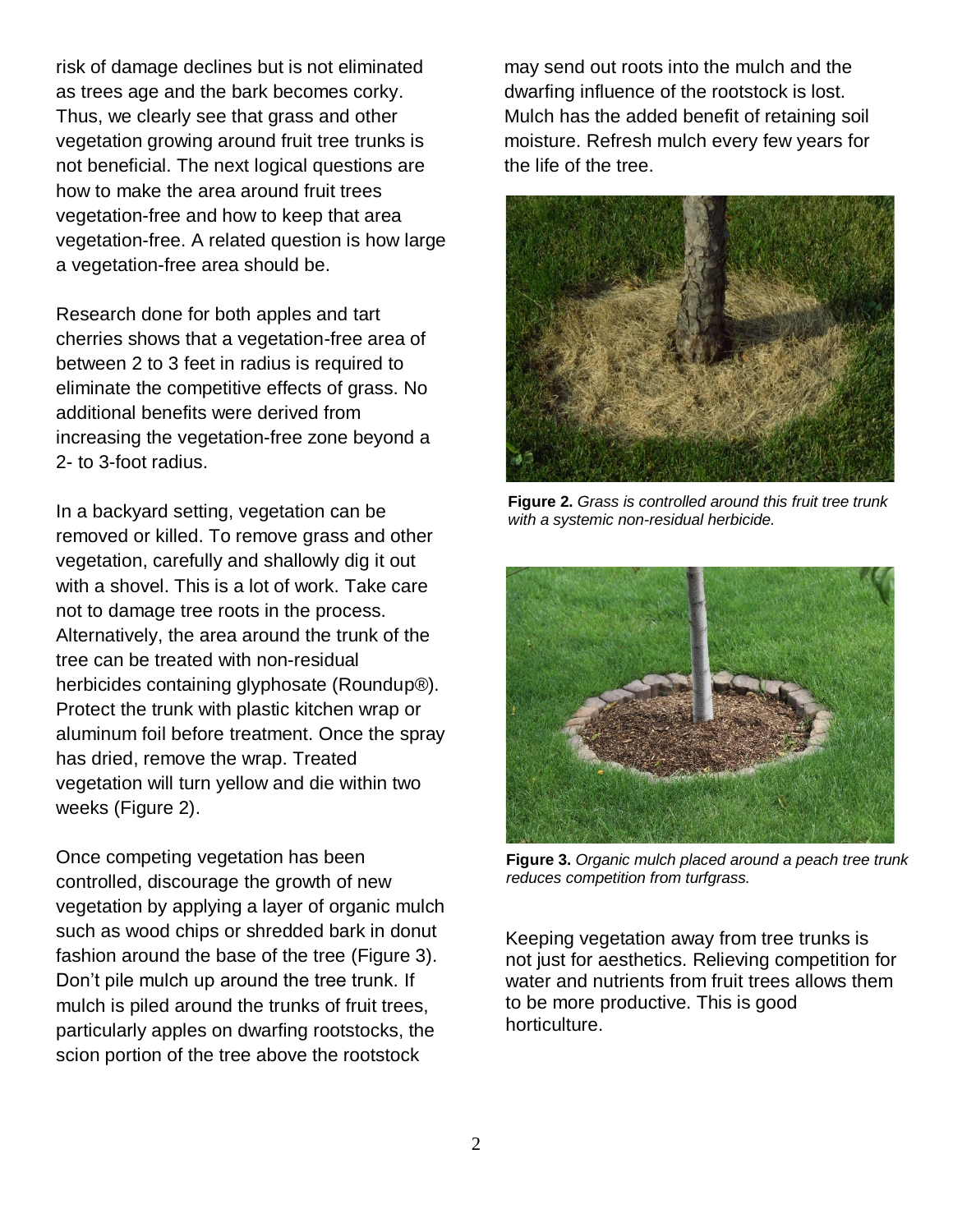risk of damage declines but is not eliminated as trees age and the bark becomes corky. Thus, we clearly see that grass and other vegetation growing around fruit tree trunks is not beneficial. The next logical questions are how to make the area around fruit trees vegetation-free and how to keep that area vegetation-free. A related question is how large a vegetation-free area should be.

Research done for both apples and tart cherries shows that a vegetation-free area of between 2 to 3 feet in radius is required to eliminate the competitive effects of grass. No additional benefits were derived from increasing the vegetation-free zone beyond a 2- to 3-foot radius.

In a backyard setting, vegetation can be removed or killed. To remove grass and other vegetation, carefully and shallowly dig it out with a shovel. This is a lot of work. Take care not to damage tree roots in the process. Alternatively, the area around the trunk of the tree can be treated with non-residual herbicides containing glyphosate (Roundup®). Protect the trunk with plastic kitchen wrap or aluminum foil before treatment. Once the spray has dried, remove the wrap. Treated vegetation will turn yellow and die within two weeks (Figure 2).

Once competing vegetation has been controlled, discourage the growth of new vegetation by applying a layer of organic mulch such as wood chips or shredded bark in donut fashion around the base of the tree (Figure 3). Don't pile mulch up around the tree trunk. If mulch is piled around the trunks of fruit trees, particularly apples on dwarfing rootstocks, the scion portion of the tree above the rootstock may send out roots into the mulch and the dwarfing influence of the rootstock is lost. Mulch has the added benefit of retaining soil moisture. Refresh mulch every few years for the life of the tree.

**Figure 2.** *Grass is controlled around this fruit tree trunk with a systemic non-residual herbicide.*

**Figure 3.** *Organic mulch placed around a peach tree trunk reduces competition from turfgrass.*

Keeping vegetation away from tree trunks is not just for aesthetics. Relieving competition for water and nutrients from fruit trees allows them to be more productive. This is good horticulture.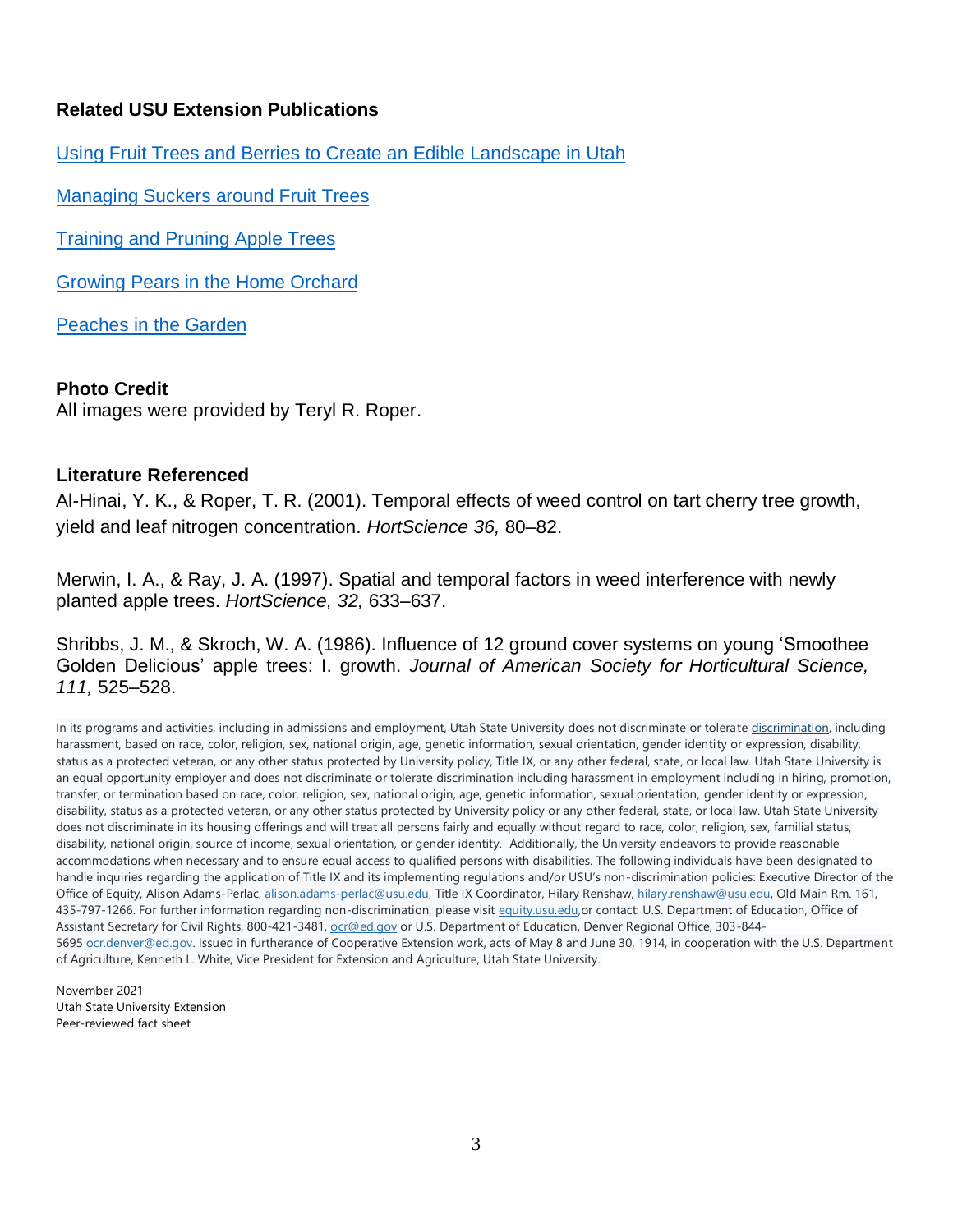## Related USU Extension Publications

[Using Fruit Trees and Berries to Create an Edible Landscape in Utah]

[Managing Suckers around Fruit Trees]

[Training and Pruning Apple Trees]

[Growing Pears in the Home Orchard]

[Peaches in the Garden]

## Photo Credit

All images were provided by Teryl R. Roper.

## Literature Referenced

Al-Hinai, Y. K., & Roper, T. R. (2001). Temporal effects of weed control on tart cherry tree growth, yield and leaf nitrogen concentration. *HortScience 36,* 80–82.

Merwin, I. A., & Ray, J. A. (1997). Spatial and temporal factors in weed interference with newly planted apple trees. *HortScience, 32,* 633–637.

Shribbs, J. M., & Skroch, W. A. (1986). Influence of 12 ground cover systems on young 'Smoothee Golden Delicious' apple trees: I. growth. *Journal of American Society for Horticultural Science, 111,* 525–528.

In its programs and activities, including in admissions and employment, Utah State University does not discriminate or tolerate discrimination, including harassment, based on race, color, religion, sex, national origin, age, genetic information, sexual orientation, gender identity or expression, disability, status as a protected veteran, or any other status protected by University policy, Title IX, or any other federal, state, or local law. Utah State University is an equal opportunity employer and does not discriminate or tolerate discrimination including harassment in employment including in hiring, promotion, transfer, or termination based on race, color, religion, sex, national origin, age, genetic information, sexual orientation, gender identity or expression, disability, status as a protected veteran, or any other status protected by University policy or any other federal, state, or local law. Utah State University does not discriminate in its housing offerings and will treat all persons fairly and equally without regard to race, color, religion, sex, familial status, disability, national origin, source of income, sexual orientation, or gender identity. Additionally, the University endeavors to provide reasonable accommodations when necessary and to ensure equal access to qualified persons with disabilities. The following individuals have been designated to handle inquiries regarding the application of Title IX and its implementing regulations and/or USU's non-discrimination policies: Executive Director of the Office of Equity, Alison Adams-Perlac, alison.adams-perlac@usu.edu, Title IX Coordinator, Hilary Renshaw, hilary.renshaw@usu.edu, Old Main Rm. 161, 435-797-1266. For further information regarding non-discrimination, please visit equity.usu.edu,or contact: U.S. Department of Education, Office of Assistant Secretary for Civil Rights, 800-421-3481, ocr@ed.gov or U.S. Department of Education, Denver Regional Office, 303-844-5695 ocr.denver@ed.gov. Issued in furtherance of Cooperative Extension work, acts of May 8 and June 30, 1914, in cooperation with the U.S. Department of Agriculture, Kenneth L. White, Vice President for Extension and Agriculture, Utah State University.

November 2021
Utah State University Extension
Peer-reviewed fact sheet